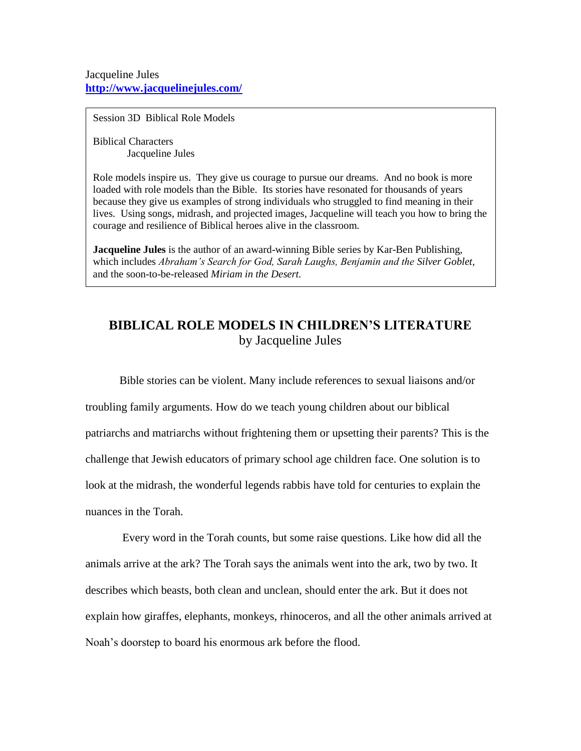Jacqueline Jules
[http://www.jacquelinejules.com/](http://www.jacquelinejules.com/)

Session 3D Biblical Role Models

Biblical Characters
Jacqueline Jules

Role models inspire us. They give us courage to pursue our dreams. And no book is more loaded with role models than the Bible. Its stories have resonated for thousands of years because they give us examples of strong individuals who struggled to find meaning in their lives. Using songs, midrash, and projected images, Jacqueline will teach you how to bring the courage and resilience of Biblical heroes alive in the classroom.

**Jacqueline Jules** is the author of an award-winning Bible series by Kar-Ben Publishing, which includes *Abraham's Search for God, Sarah Laughs, Benjamin and the Silver Goblet,* and the soon-to-be-released *Miriam in the Desert.*

# BIBLICAL ROLE MODELS IN CHILDREN'S LITERATURE

by Jacqueline Jules

Bible stories can be violent. Many include references to sexual liaisons and/or troubling family arguments. How do we teach young children about our biblical patriarchs and matriarchs without frightening them or upsetting their parents? This is the challenge that Jewish educators of primary school age children face. One solution is to look at the midrash, the wonderful legends rabbis have told for centuries to explain the nuances in the Torah.

Every word in the Torah counts, but some raise questions. Like how did all the animals arrive at the ark? The Torah says the animals went into the ark, two by two. It describes which beasts, both clean and unclean, should enter the ark. But it does not explain how giraffes, elephants, monkeys, rhinoceros, and all the other animals arrived at Noah's doorstep to board his enormous ark before the flood.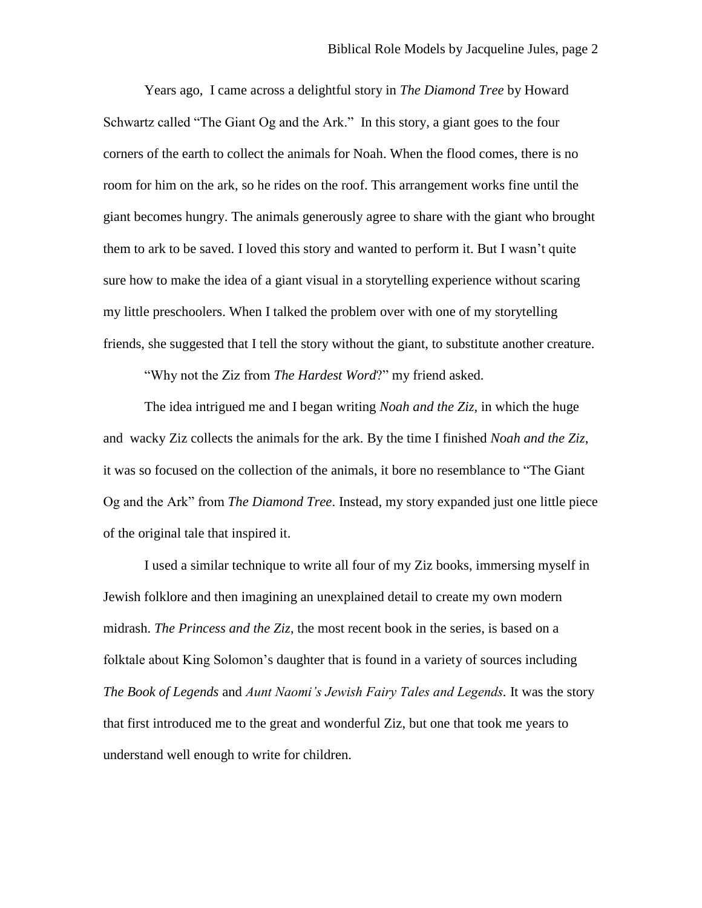Years ago, I came across a delightful story in *The Diamond Tree* by Howard Schwartz called "The Giant Og and the Ark." In this story, a giant goes to the four corners of the earth to collect the animals for Noah. When the flood comes, there is no room for him on the ark, so he rides on the roof. This arrangement works fine until the giant becomes hungry. The animals generously agree to share with the giant who brought them to ark to be saved. I loved this story and wanted to perform it. But I wasn't quite sure how to make the idea of a giant visual in a storytelling experience without scaring my little preschoolers. When I talked the problem over with one of my storytelling friends, she suggested that I tell the story without the giant, to substitute another creature.

"Why not the Ziz from *The Hardest Word*?" my friend asked.

The idea intrigued me and I began writing *Noah and the Ziz*, in which the huge and wacky Ziz collects the animals for the ark. By the time I finished *Noah and the Ziz*, it was so focused on the collection of the animals, it bore no resemblance to "The Giant Og and the Ark" from *The Diamond Tree*. Instead, my story expanded just one little piece of the original tale that inspired it.

I used a similar technique to write all four of my Ziz books, immersing myself in Jewish folklore and then imagining an unexplained detail to create my own modern midrash. *The Princess and the Ziz*, the most recent book in the series, is based on a folktale about King Solomon's daughter that is found in a variety of sources including *The Book of Legends* and *Aunt Naomi's Jewish Fairy Tales and Legends*. It was the story that first introduced me to the great and wonderful Ziz, but one that took me years to understand well enough to write for children.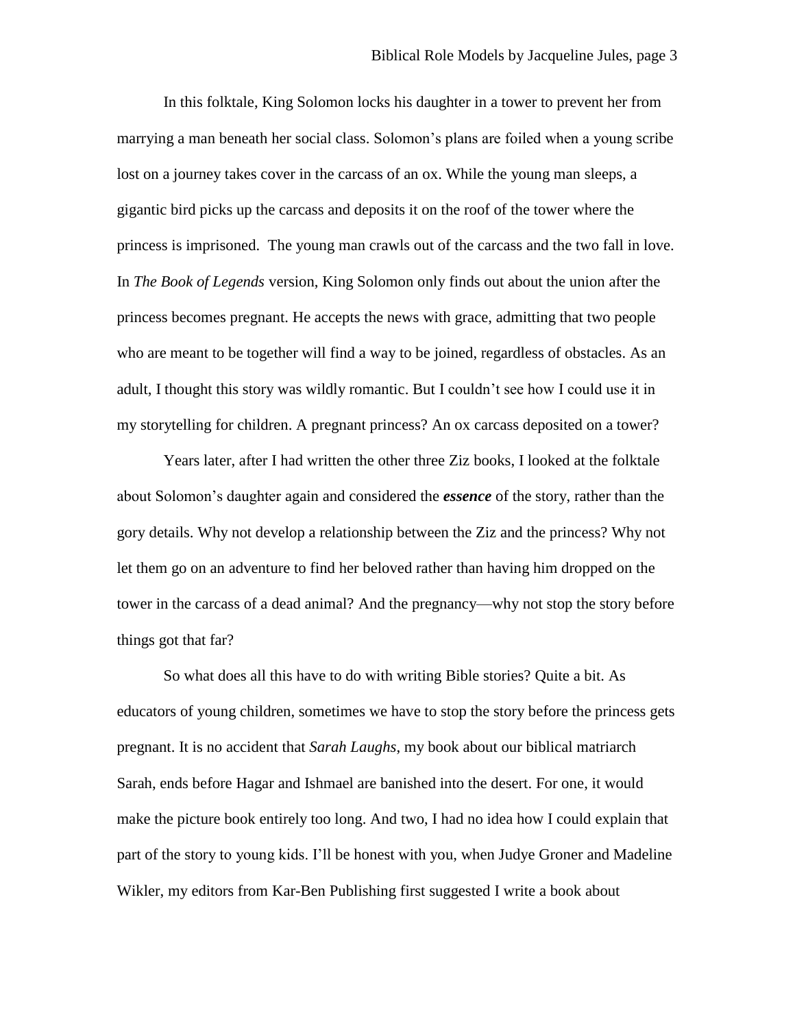In this folktale, King Solomon locks his daughter in a tower to prevent her from marrying a man beneath her social class. Solomon's plans are foiled when a young scribe lost on a journey takes cover in the carcass of an ox. While the young man sleeps, a gigantic bird picks up the carcass and deposits it on the roof of the tower where the princess is imprisoned. The young man crawls out of the carcass and the two fall in love. In *The Book of Legends* version, King Solomon only finds out about the union after the princess becomes pregnant. He accepts the news with grace, admitting that two people who are meant to be together will find a way to be joined, regardless of obstacles. As an adult, I thought this story was wildly romantic. But I couldn't see how I could use it in my storytelling for children. A pregnant princess? An ox carcass deposited on a tower?

Years later, after I had written the other three Ziz books, I looked at the folktale about Solomon's daughter again and considered the ***essence*** of the story, rather than the gory details. Why not develop a relationship between the Ziz and the princess? Why not let them go on an adventure to find her beloved rather than having him dropped on the tower in the carcass of a dead animal? And the pregnancy—why not stop the story before things got that far?

So what does all this have to do with writing Bible stories? Quite a bit. As educators of young children, sometimes we have to stop the story before the princess gets pregnant. It is no accident that *Sarah Laughs*, my book about our biblical matriarch Sarah, ends before Hagar and Ishmael are banished into the desert. For one, it would make the picture book entirely too long. And two, I had no idea how I could explain that part of the story to young kids. I'll be honest with you, when Judye Groner and Madeline Wikler, my editors from Kar-Ben Publishing first suggested I write a book about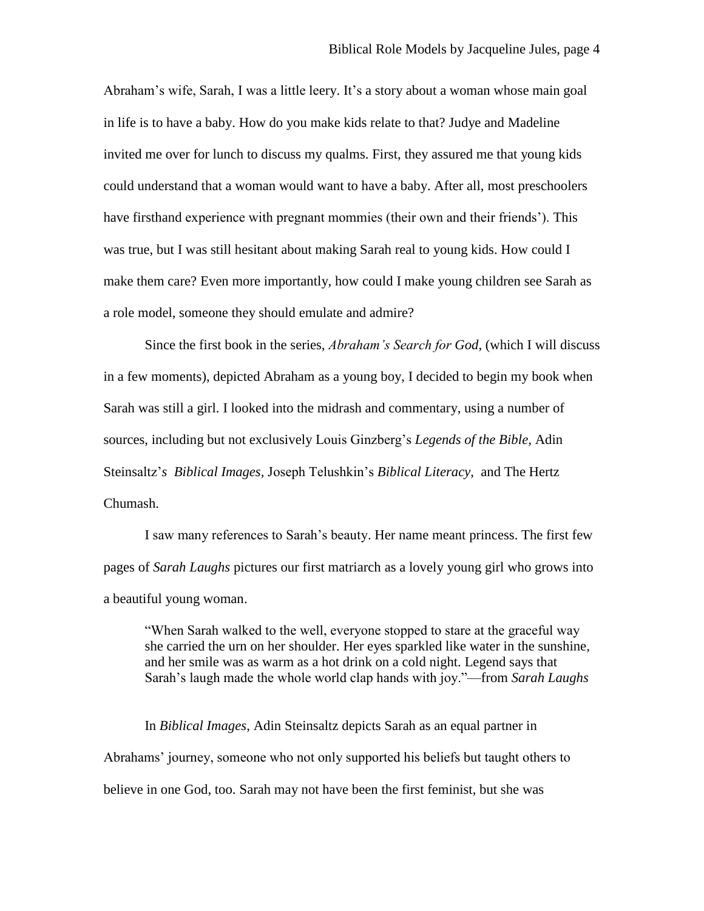Abraham's wife, Sarah, I was a little leery. It's a story about a woman whose main goal in life is to have a baby. How do you make kids relate to that? Judye and Madeline invited me over for lunch to discuss my qualms. First, they assured me that young kids could understand that a woman would want to have a baby. After all, most preschoolers have firsthand experience with pregnant mommies (their own and their friends'). This was true, but I was still hesitant about making Sarah real to young kids. How could I make them care? Even more importantly, how could I make young children see Sarah as a role model, someone they should emulate and admire?

Since the first book in the series, *Abraham's Search for God*, (which I will discuss in a few moments), depicted Abraham as a young boy, I decided to begin my book when Sarah was still a girl. I looked into the midrash and commentary, using a number of sources, including but not exclusively Louis Ginzberg's *Legends of the Bible,* Adin Steinsaltz'*s Biblical Images*, Joseph Telushkin's *Biblical Literacy,* and The Hertz Chumash.

I saw many references to Sarah's beauty. Her name meant princess. The first few pages of *Sarah Laughs* pictures our first matriarch as a lovely young girl who grows into a beautiful young woman.

> "When Sarah walked to the well, everyone stopped to stare at the graceful way she carried the urn on her shoulder. Her eyes sparkled like water in the sunshine, and her smile was as warm as a hot drink on a cold night. Legend says that Sarah's laugh made the whole world clap hands with joy."—from *Sarah Laughs*

In *Biblical Images*, Adin Steinsaltz depicts Sarah as an equal partner in Abrahams' journey, someone who not only supported his beliefs but taught others to believe in one God, too. Sarah may not have been the first feminist, but she was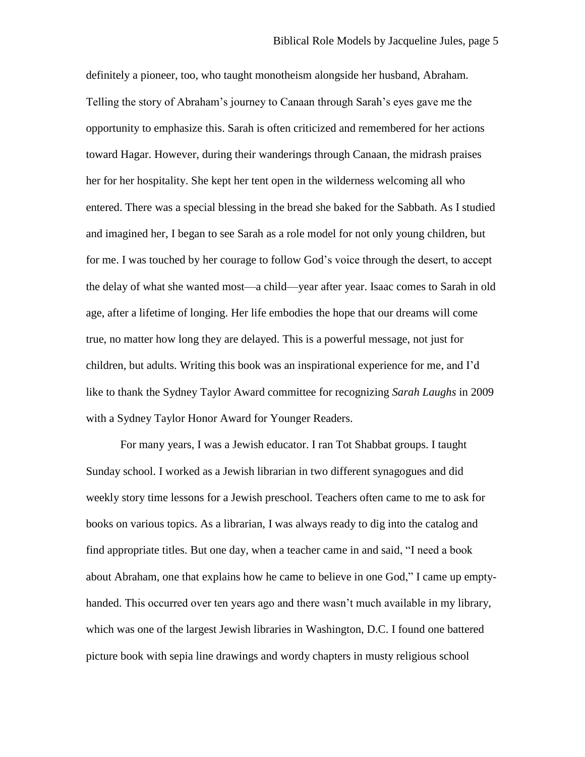definitely a pioneer, too, who taught monotheism alongside her husband, Abraham. Telling the story of Abraham's journey to Canaan through Sarah's eyes gave me the opportunity to emphasize this. Sarah is often criticized and remembered for her actions toward Hagar. However, during their wanderings through Canaan, the midrash praises her for her hospitality. She kept her tent open in the wilderness welcoming all who entered. There was a special blessing in the bread she baked for the Sabbath. As I studied and imagined her, I began to see Sarah as a role model for not only young children, but for me. I was touched by her courage to follow God's voice through the desert, to accept the delay of what she wanted most—a child—year after year. Isaac comes to Sarah in old age, after a lifetime of longing. Her life embodies the hope that our dreams will come true, no matter how long they are delayed. This is a powerful message, not just for children, but adults. Writing this book was an inspirational experience for me, and I'd like to thank the Sydney Taylor Award committee for recognizing *Sarah Laughs* in 2009 with a Sydney Taylor Honor Award for Younger Readers.

For many years, I was a Jewish educator. I ran Tot Shabbat groups. I taught Sunday school. I worked as a Jewish librarian in two different synagogues and did weekly story time lessons for a Jewish preschool. Teachers often came to me to ask for books on various topics. As a librarian, I was always ready to dig into the catalog and find appropriate titles. But one day, when a teacher came in and said, "I need a book about Abraham, one that explains how he came to believe in one God," I came up empty-handed. This occurred over ten years ago and there wasn't much available in my library, which was one of the largest Jewish libraries in Washington, D.C. I found one battered picture book with sepia line drawings and wordy chapters in musty religious school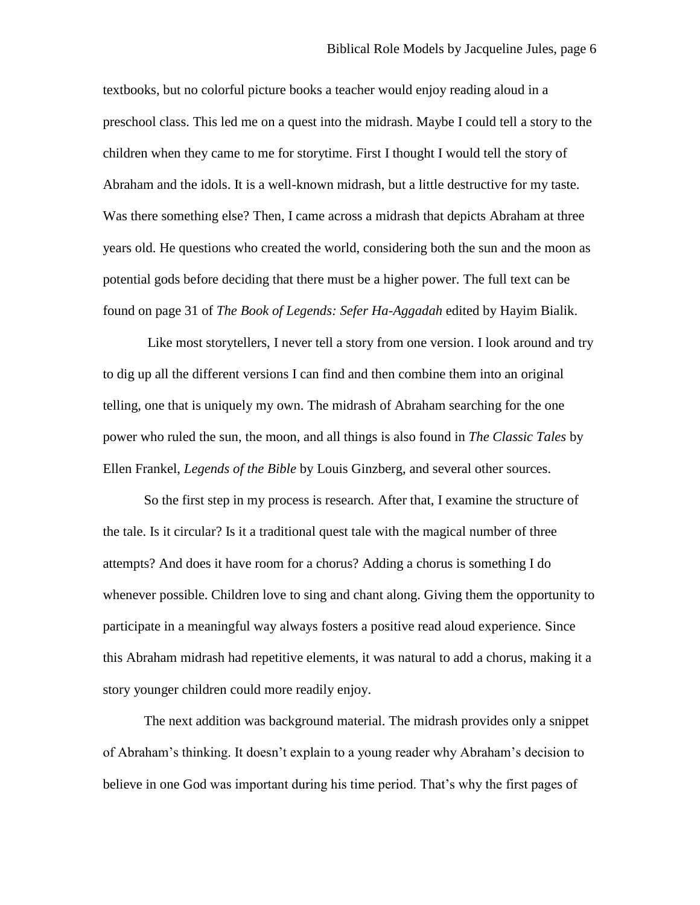textbooks, but no colorful picture books a teacher would enjoy reading aloud in a preschool class. This led me on a quest into the midrash. Maybe I could tell a story to the children when they came to me for storytime. First I thought I would tell the story of Abraham and the idols. It is a well-known midrash, but a little destructive for my taste. Was there something else? Then, I came across a midrash that depicts Abraham at three years old. He questions who created the world, considering both the sun and the moon as potential gods before deciding that there must be a higher power. The full text can be found on page 31 of *The Book of Legends: Sefer Ha-Aggadah* edited by Hayim Bialik.

Like most storytellers, I never tell a story from one version. I look around and try to dig up all the different versions I can find and then combine them into an original telling, one that is uniquely my own. The midrash of Abraham searching for the one power who ruled the sun, the moon, and all things is also found in *The Classic Tales* by Ellen Frankel, *Legends of the Bible* by Louis Ginzberg, and several other sources.

So the first step in my process is research. After that, I examine the structure of the tale. Is it circular? Is it a traditional quest tale with the magical number of three attempts? And does it have room for a chorus? Adding a chorus is something I do whenever possible. Children love to sing and chant along. Giving them the opportunity to participate in a meaningful way always fosters a positive read aloud experience. Since this Abraham midrash had repetitive elements, it was natural to add a chorus, making it a story younger children could more readily enjoy.

The next addition was background material. The midrash provides only a snippet of Abraham's thinking. It doesn't explain to a young reader why Abraham's decision to believe in one God was important during his time period. That's why the first pages of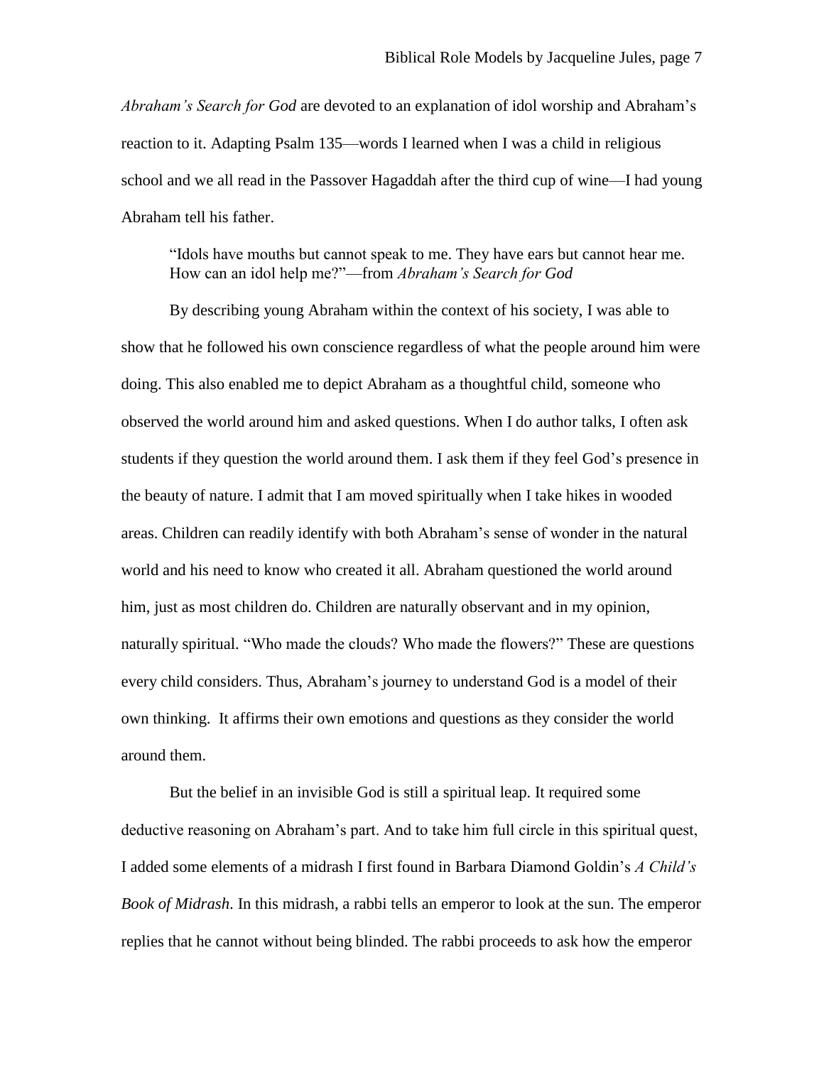*Abraham's Search for God* are devoted to an explanation of idol worship and Abraham's reaction to it. Adapting Psalm 135—words I learned when I was a child in religious school and we all read in the Passover Hagaddah after the third cup of wine—I had young Abraham tell his father.

> "Idols have mouths but cannot speak to me. They have ears but cannot hear me. How can an idol help me?"—from *Abraham's Search for God*

By describing young Abraham within the context of his society, I was able to show that he followed his own conscience regardless of what the people around him were doing. This also enabled me to depict Abraham as a thoughtful child, someone who observed the world around him and asked questions. When I do author talks, I often ask students if they question the world around them. I ask them if they feel God's presence in the beauty of nature. I admit that I am moved spiritually when I take hikes in wooded areas. Children can readily identify with both Abraham's sense of wonder in the natural world and his need to know who created it all. Abraham questioned the world around him, just as most children do. Children are naturally observant and in my opinion, naturally spiritual. "Who made the clouds? Who made the flowers?" These are questions every child considers. Thus, Abraham's journey to understand God is a model of their own thinking. It affirms their own emotions and questions as they consider the world around them.

But the belief in an invisible God is still a spiritual leap. It required some deductive reasoning on Abraham's part. And to take him full circle in this spiritual quest, I added some elements of a midrash I first found in Barbara Diamond Goldin's *A Child's Book of Midrash*. In this midrash, a rabbi tells an emperor to look at the sun. The emperor replies that he cannot without being blinded. The rabbi proceeds to ask how the emperor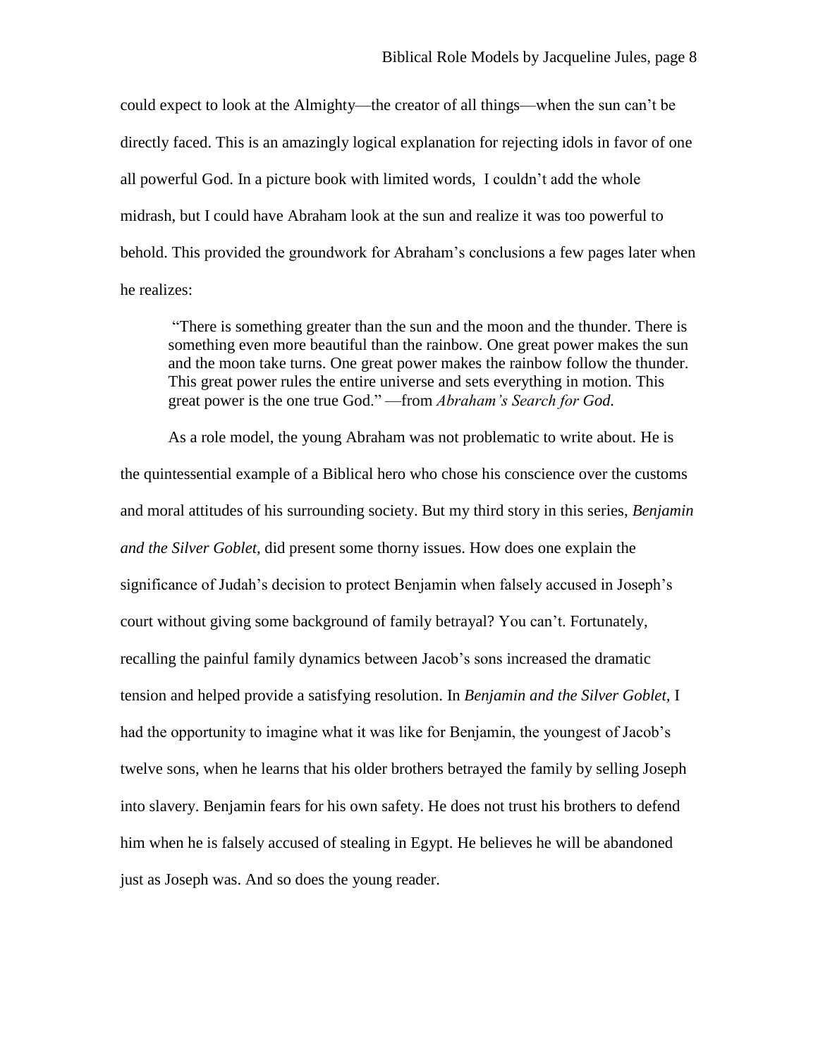could expect to look at the Almighty—the creator of all things—when the sun can't be directly faced. This is an amazingly logical explanation for rejecting idols in favor of one all powerful God. In a picture book with limited words, I couldn't add the whole midrash, but I could have Abraham look at the sun and realize it was too powerful to behold. This provided the groundwork for Abraham's conclusions a few pages later when he realizes:

> "There is something greater than the sun and the moon and the thunder. There is something even more beautiful than the rainbow. One great power makes the sun and the moon take turns. One great power makes the rainbow follow the thunder. This great power rules the entire universe and sets everything in motion. This great power is the one true God." —from *Abraham's Search for God.*

As a role model, the young Abraham was not problematic to write about. He is the quintessential example of a Biblical hero who chose his conscience over the customs and moral attitudes of his surrounding society. But my third story in this series, *Benjamin and the Silver Goblet*, did present some thorny issues. How does one explain the significance of Judah's decision to protect Benjamin when falsely accused in Joseph's court without giving some background of family betrayal? You can't. Fortunately, recalling the painful family dynamics between Jacob's sons increased the dramatic tension and helped provide a satisfying resolution. In *Benjamin and the Silver Goblet,* I had the opportunity to imagine what it was like for Benjamin, the youngest of Jacob's twelve sons, when he learns that his older brothers betrayed the family by selling Joseph into slavery. Benjamin fears for his own safety. He does not trust his brothers to defend him when he is falsely accused of stealing in Egypt. He believes he will be abandoned just as Joseph was. And so does the young reader.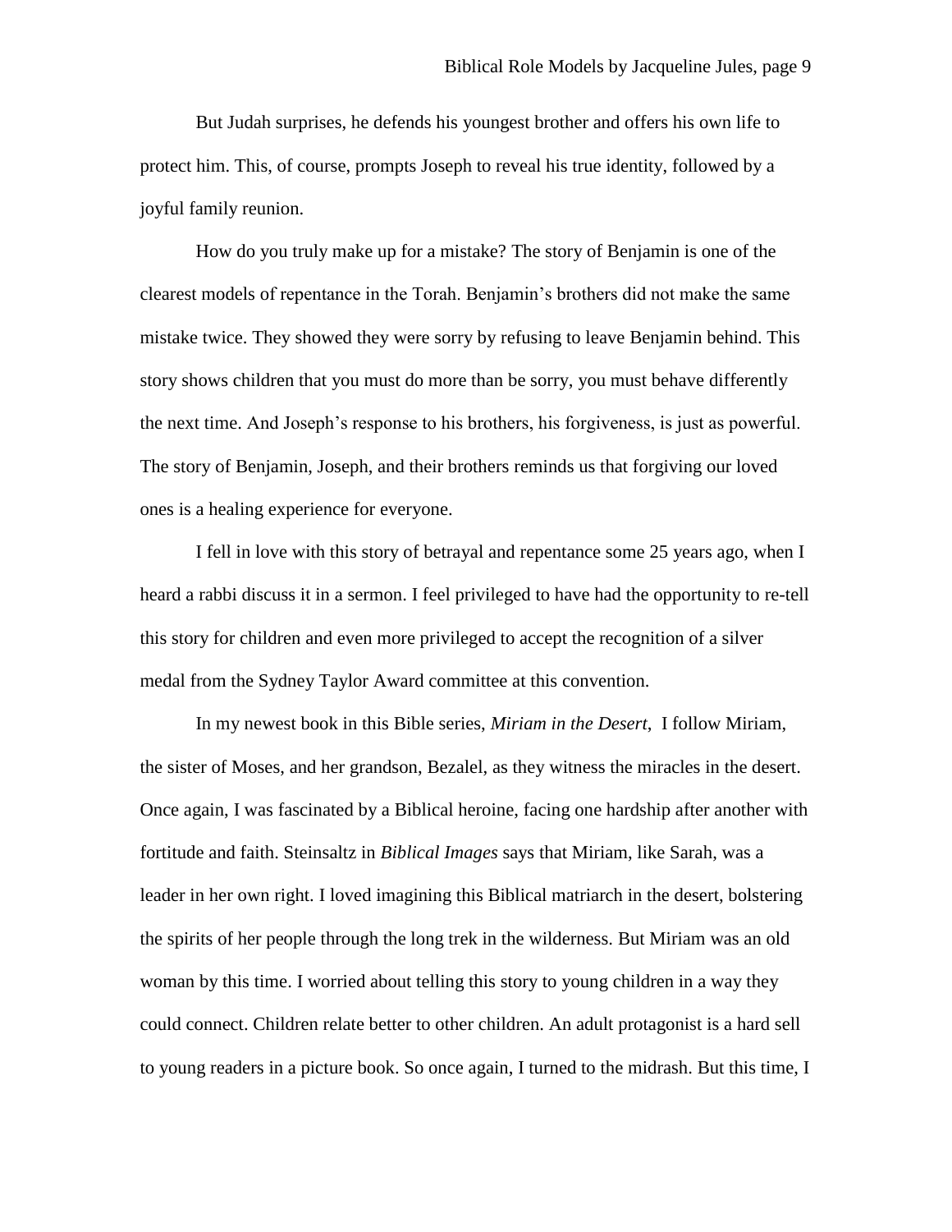But Judah surprises, he defends his youngest brother and offers his own life to protect him. This, of course, prompts Joseph to reveal his true identity, followed by a joyful family reunion.

How do you truly make up for a mistake? The story of Benjamin is one of the clearest models of repentance in the Torah. Benjamin's brothers did not make the same mistake twice. They showed they were sorry by refusing to leave Benjamin behind. This story shows children that you must do more than be sorry, you must behave differently the next time. And Joseph's response to his brothers, his forgiveness, is just as powerful. The story of Benjamin, Joseph, and their brothers reminds us that forgiving our loved ones is a healing experience for everyone.

I fell in love with this story of betrayal and repentance some 25 years ago, when I heard a rabbi discuss it in a sermon. I feel privileged to have had the opportunity to re-tell this story for children and even more privileged to accept the recognition of a silver medal from the Sydney Taylor Award committee at this convention.

In my newest book in this Bible series, *Miriam in the Desert*, I follow Miriam, the sister of Moses, and her grandson, Bezalel, as they witness the miracles in the desert. Once again, I was fascinated by a Biblical heroine, facing one hardship after another with fortitude and faith. Steinsaltz in *Biblical Images* says that Miriam, like Sarah, was a leader in her own right. I loved imagining this Biblical matriarch in the desert, bolstering the spirits of her people through the long trek in the wilderness. But Miriam was an old woman by this time. I worried about telling this story to young children in a way they could connect. Children relate better to other children. An adult protagonist is a hard sell to young readers in a picture book. So once again, I turned to the midrash. But this time, I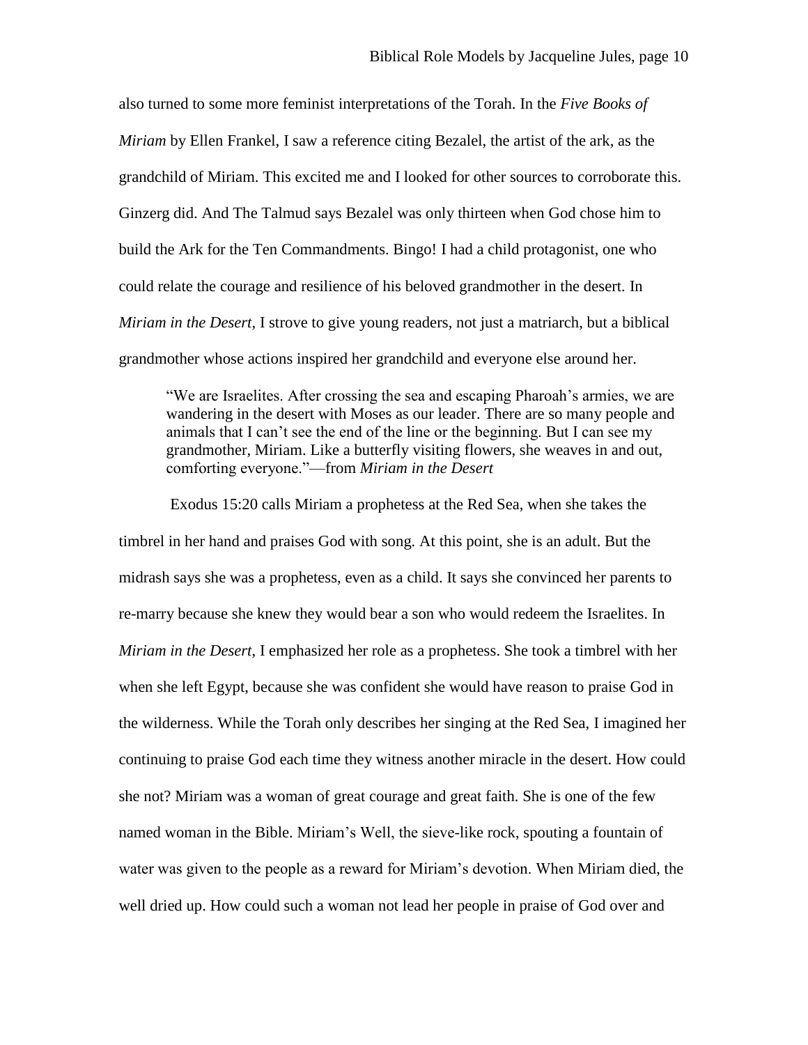also turned to some more feminist interpretations of the Torah. In the *Five Books of Miriam* by Ellen Frankel, I saw a reference citing Bezalel, the artist of the ark, as the grandchild of Miriam. This excited me and I looked for other sources to corroborate this. Ginzerg did. And The Talmud says Bezalel was only thirteen when God chose him to build the Ark for the Ten Commandments. Bingo! I had a child protagonist, one who could relate the courage and resilience of his beloved grandmother in the desert. In *Miriam in the Desert,* I strove to give young readers, not just a matriarch, but a biblical grandmother whose actions inspired her grandchild and everyone else around her.

> "We are Israelites. After crossing the sea and escaping Pharoah's armies, we are wandering in the desert with Moses as our leader. There are so many people and animals that I can't see the end of the line or the beginning. But I can see my grandmother, Miriam. Like a butterfly visiting flowers, she weaves in and out, comforting everyone."—from *Miriam in the Desert*

Exodus 15:20 calls Miriam a prophetess at the Red Sea, when she takes the timbrel in her hand and praises God with song. At this point, she is an adult. But the midrash says she was a prophetess, even as a child. It says she convinced her parents to re-marry because she knew they would bear a son who would redeem the Israelites. In *Miriam in the Desert,* I emphasized her role as a prophetess. She took a timbrel with her when she left Egypt, because she was confident she would have reason to praise God in the wilderness. While the Torah only describes her singing at the Red Sea, I imagined her continuing to praise God each time they witness another miracle in the desert. How could she not? Miriam was a woman of great courage and great faith. She is one of the few named woman in the Bible. Miriam's Well, the sieve-like rock, spouting a fountain of water was given to the people as a reward for Miriam's devotion. When Miriam died, the well dried up. How could such a woman not lead her people in praise of God over and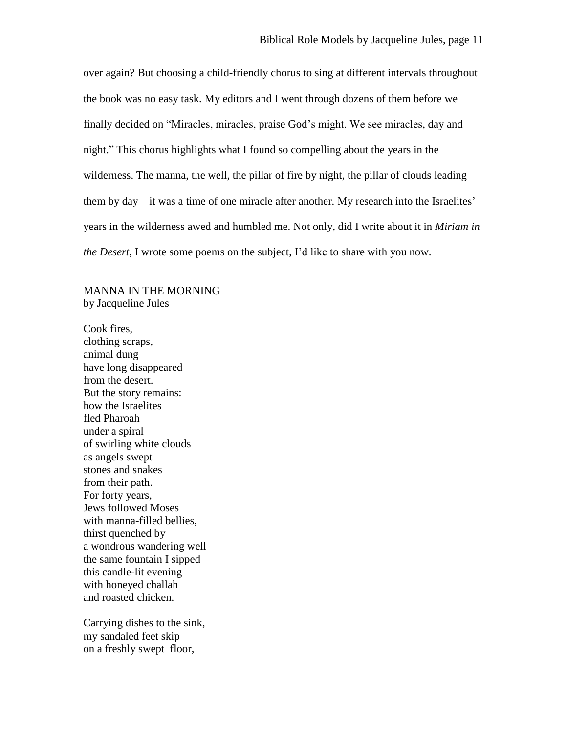over again? But choosing a child-friendly chorus to sing at different intervals throughout the book was no easy task. My editors and I went through dozens of them before we finally decided on "Miracles, miracles, praise God's might. We see miracles, day and night." This chorus highlights what I found so compelling about the years in the wilderness. The manna, the well, the pillar of fire by night, the pillar of clouds leading them by day—it was a time of one miracle after another. My research into the Israelites' years in the wilderness awed and humbled me. Not only, did I write about it in *Miriam in the Desert*, I wrote some poems on the subject, I'd like to share with you now.

MANNA IN THE MORNING
by Jacqueline Jules

Cook fires,
clothing scraps,
animal dung
have long disappeared
from the desert.
But the story remains:
how the Israelites
fled Pharoah
under a spiral
of swirling white clouds
as angels swept
stones and snakes
from their path.
For forty years,
Jews followed Moses
with manna-filled bellies,
thirst quenched by
a wondrous wandering well—
the same fountain I sipped
this candle-lit evening
with honeyed challah
and roasted chicken.

Carrying dishes to the sink,
my sandaled feet skip
on a freshly swept floor,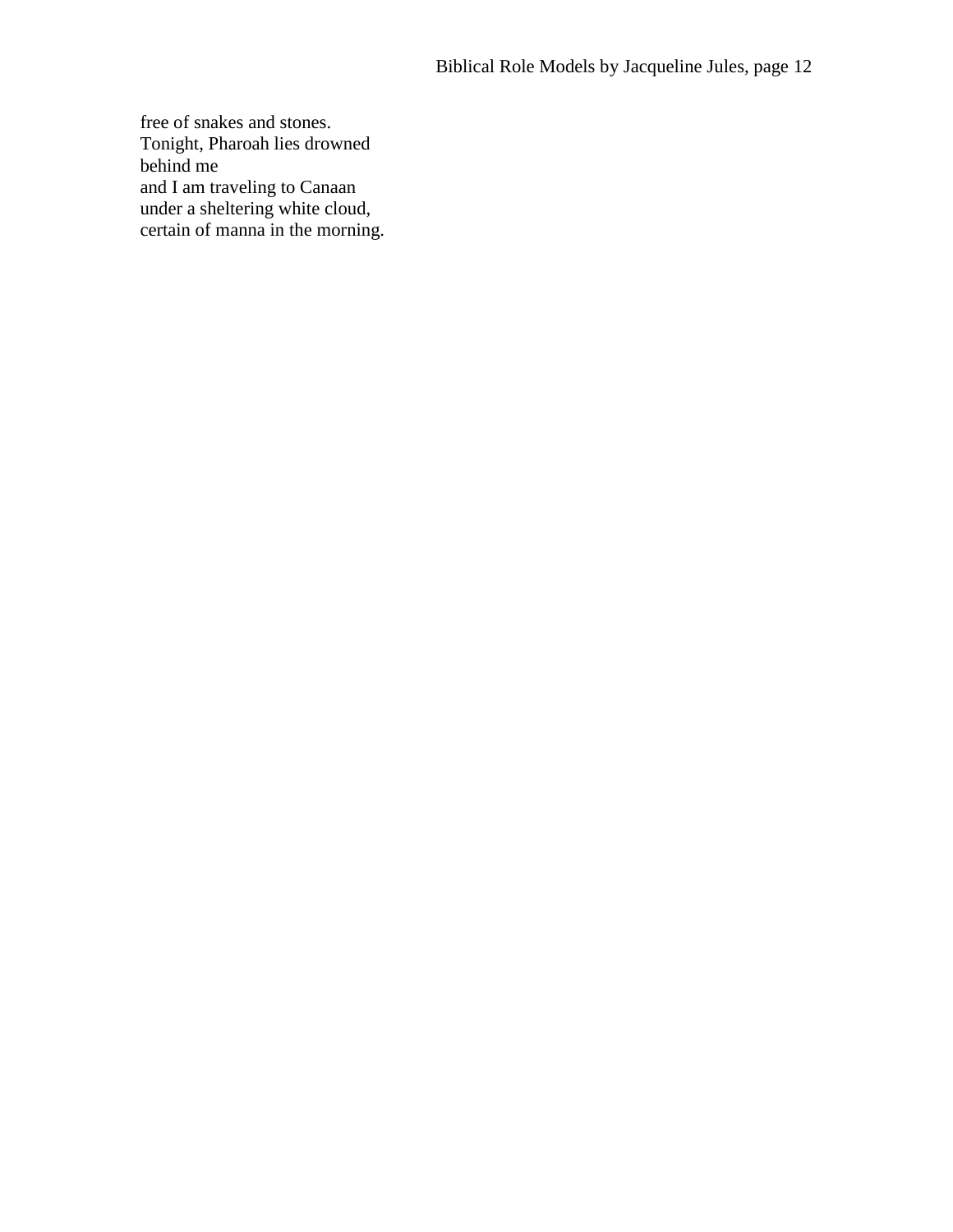free of snakes and stones.  
Tonight, Pharoah lies drowned  
behind me  
and I am traveling to Canaan  
under a sheltering white cloud,  
certain of manna in the morning.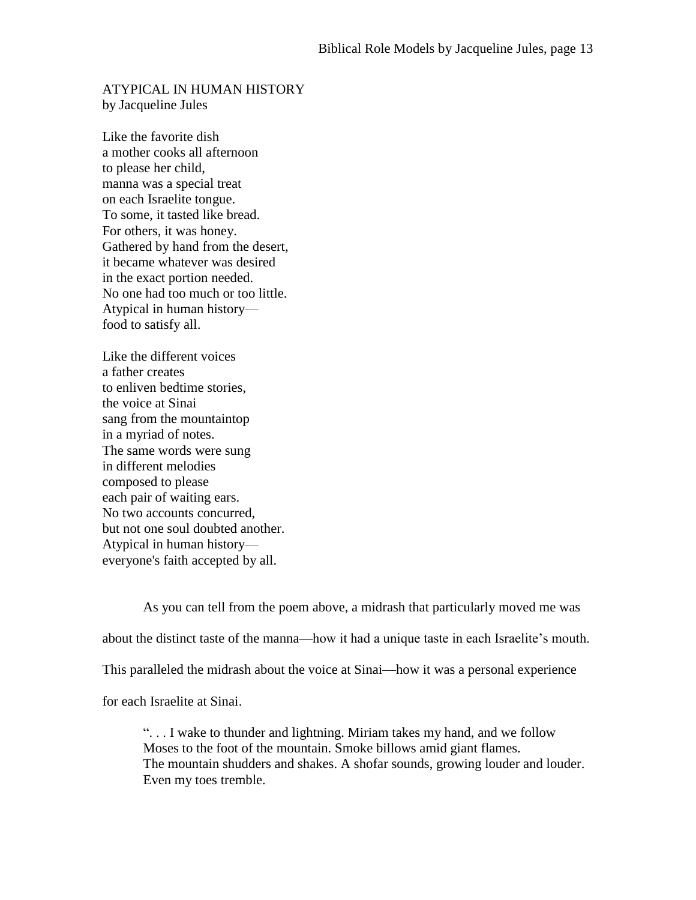ATYPICAL IN HUMAN HISTORY
by Jacqueline Jules

Like the favorite dish  
a mother cooks all afternoon  
to please her child,  
manna was a special treat  
on each Israelite tongue.  
To some, it tasted like bread.  
For others, it was honey.  
Gathered by hand from the desert,  
it became whatever was desired  
in the exact portion needed.  
No one had too much or too little.  
Atypical in human history—  
food to satisfy all.

Like the different voices  
a father creates  
to enliven bedtime stories,  
the voice at Sinai  
sang from the mountaintop  
in a myriad of notes.  
The same words were sung  
in different melodies  
composed to please  
each pair of waiting ears.  
No two accounts concurred,  
but not one soul doubted another.  
Atypical in human history—  
everyone's faith accepted by all.

As you can tell from the poem above, a midrash that particularly moved me was about the distinct taste of the manna—how it had a unique taste in each Israelite's mouth. This paralleled the midrash about the voice at Sinai—how it was a personal experience for each Israelite at Sinai.

> ". . . I wake to thunder and lightning. Miriam takes my hand, and we follow Moses to the foot of the mountain. Smoke billows amid giant flames. The mountain shudders and shakes. A shofar sounds, growing louder and louder. Even my toes tremble.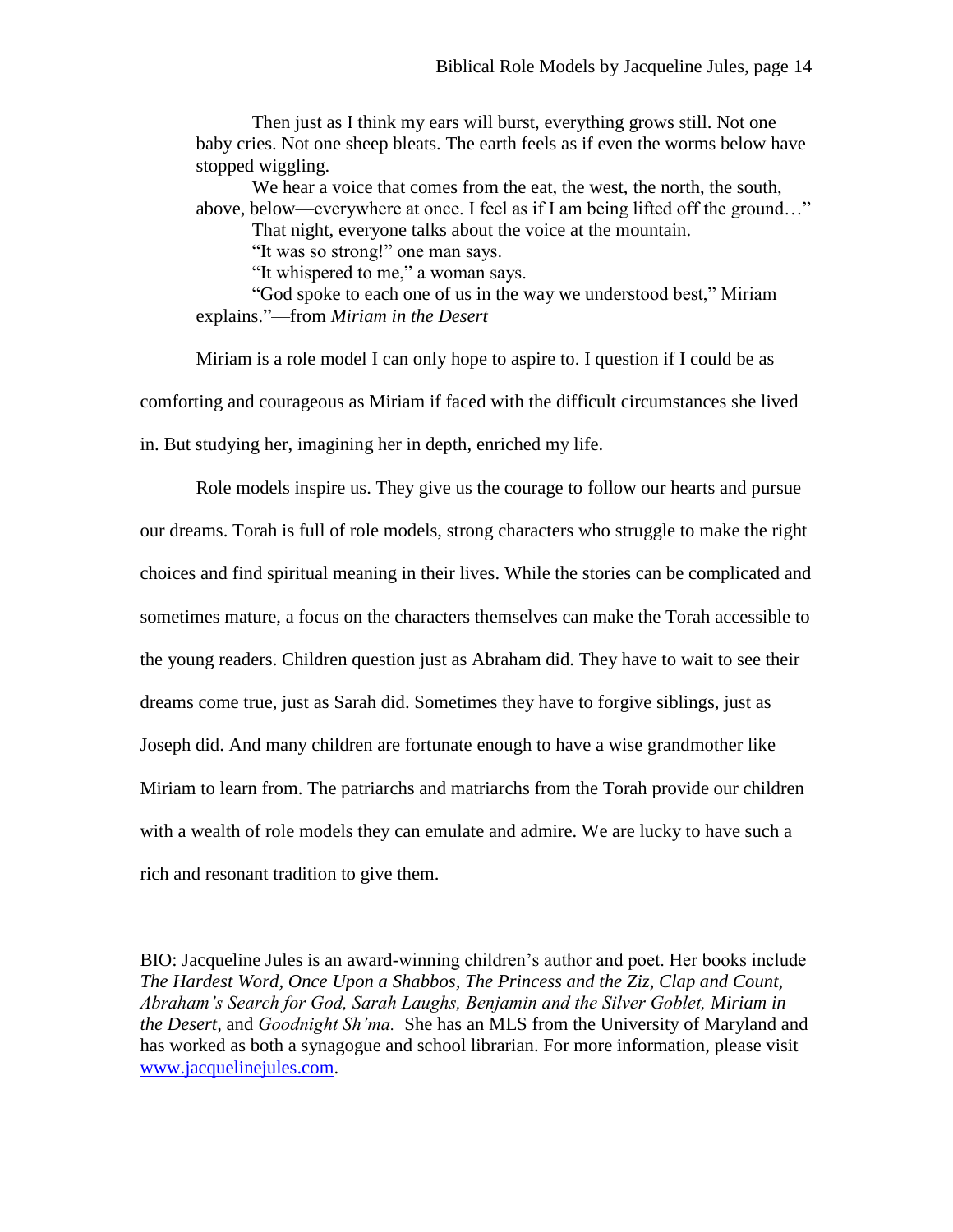Then just as I think my ears will burst, everything grows still. Not one baby cries. Not one sheep bleats. The earth feels as if even the worms below have stopped wiggling.

We hear a voice that comes from the eat, the west, the north, the south, above, below—everywhere at once. I feel as if I am being lifted off the ground…"

That night, everyone talks about the voice at the mountain.

"It was so strong!" one man says.

"It whispered to me," a woman says.

"God spoke to each one of us in the way we understood best," Miriam explains."—from *Miriam in the Desert*

Miriam is a role model I can only hope to aspire to. I question if I could be as comforting and courageous as Miriam if faced with the difficult circumstances she lived in. But studying her, imagining her in depth, enriched my life.

Role models inspire us. They give us the courage to follow our hearts and pursue our dreams. Torah is full of role models, strong characters who struggle to make the right choices and find spiritual meaning in their lives. While the stories can be complicated and sometimes mature, a focus on the characters themselves can make the Torah accessible to the young readers. Children question just as Abraham did. They have to wait to see their dreams come true, just as Sarah did. Sometimes they have to forgive siblings, just as Joseph did. And many children are fortunate enough to have a wise grandmother like Miriam to learn from. The patriarchs and matriarchs from the Torah provide our children with a wealth of role models they can emulate and admire. We are lucky to have such a rich and resonant tradition to give them.

BIO: Jacqueline Jules is an award-winning children's author and poet. Her books include *The Hardest Word*, *Once Upon a Shabbos*, *The Princess and the Ziz*, *Clap and Count*, *Abraham's Search for God*, *Sarah Laughs*, *Benjamin and the Silver Goblet*, *Miriam in the Desert*, and *Goodnight Sh'ma.* She has an MLS from the University of Maryland and has worked as both a synagogue and school librarian. For more information, please visit [www.jacquelinejules.com](www.jacquelinejules.com).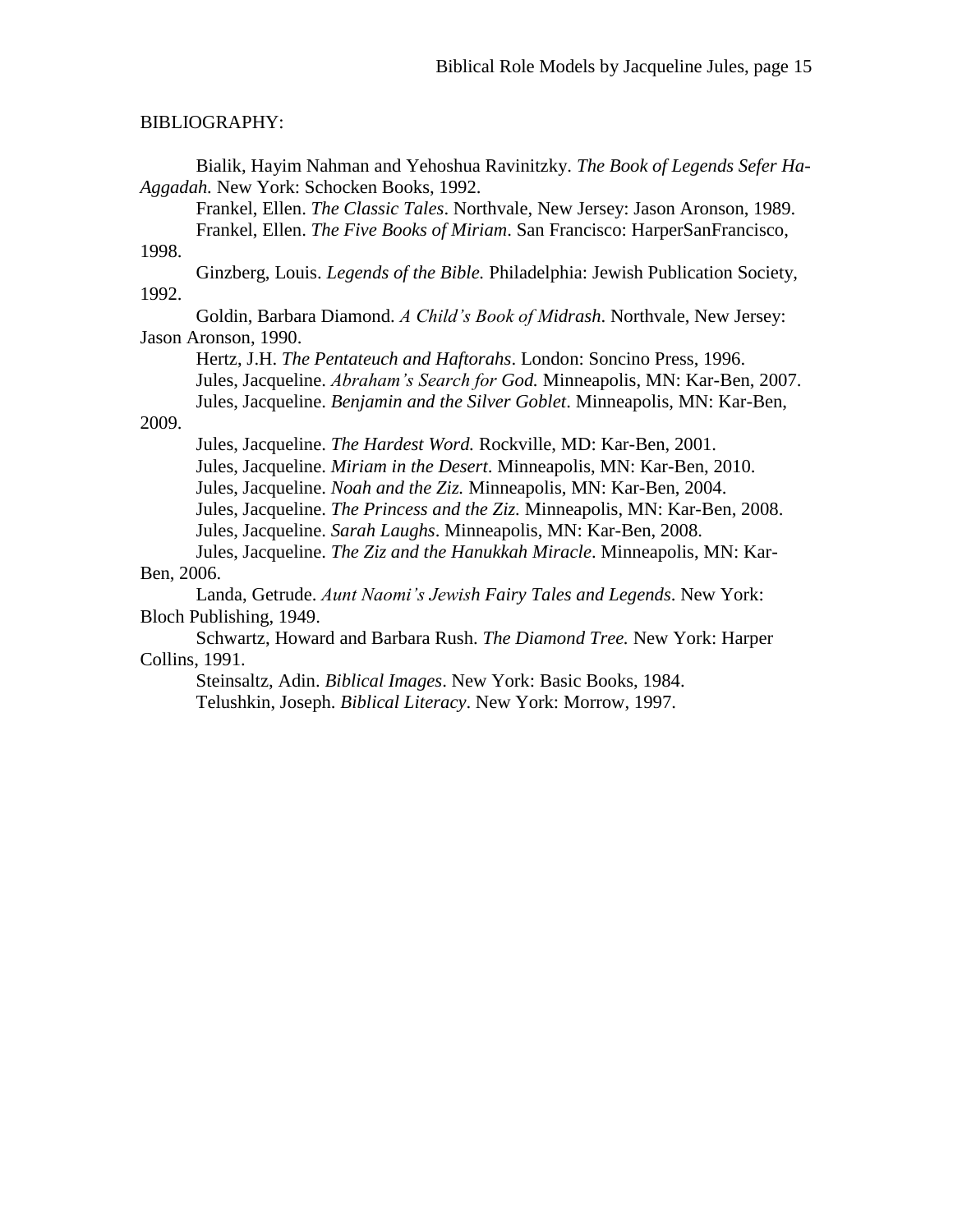BIBLIOGRAPHY:

Bialik, Hayim Nahman and Yehoshua Ravinitzky. *The Book of Legends Sefer Ha-Aggadah.* New York: Schocken Books, 1992.

Frankel, Ellen. *The Classic Tales*. Northvale, New Jersey: Jason Aronson, 1989.

Frankel, Ellen. *The Five Books of Miriam*. San Francisco: HarperSanFrancisco, 1998.

Ginzberg, Louis. *Legends of the Bible.* Philadelphia: Jewish Publication Society, 1992.

Goldin, Barbara Diamond. *A Child's Book of Midrash*. Northvale, New Jersey: Jason Aronson, 1990.

Hertz, J.H. *The Pentateuch and Haftorahs*. London: Soncino Press, 1996.

Jules, Jacqueline. *Abraham's Search for God.* Minneapolis, MN: Kar-Ben, 2007.

Jules, Jacqueline. *Benjamin and the Silver Goblet*. Minneapolis, MN: Kar-Ben, 2009.

Jules, Jacqueline. *The Hardest Word.* Rockville, MD: Kar-Ben, 2001.

Jules, Jacqueline. *Miriam in the Desert*. Minneapolis, MN: Kar-Ben, 2010.

Jules, Jacqueline. *Noah and the Ziz.* Minneapolis, MN: Kar-Ben, 2004.

Jules, Jacqueline. *The Princess and the Ziz.* Minneapolis, MN: Kar-Ben, 2008.

Jules, Jacqueline. *Sarah Laughs*. Minneapolis, MN: Kar-Ben, 2008.

Jules, Jacqueline. *The Ziz and the Hanukkah Miracle*. Minneapolis, MN: Kar-Ben, 2006.

Landa, Getrude. *Aunt Naomi's Jewish Fairy Tales and Legends*. New York: Bloch Publishing, 1949.

Schwartz, Howard and Barbara Rush. *The Diamond Tree.* New York: Harper Collins, 1991.

Steinsaltz, Adin. *Biblical Images*. New York: Basic Books, 1984.

Telushkin, Joseph. *Biblical Literacy*. New York: Morrow, 1997.